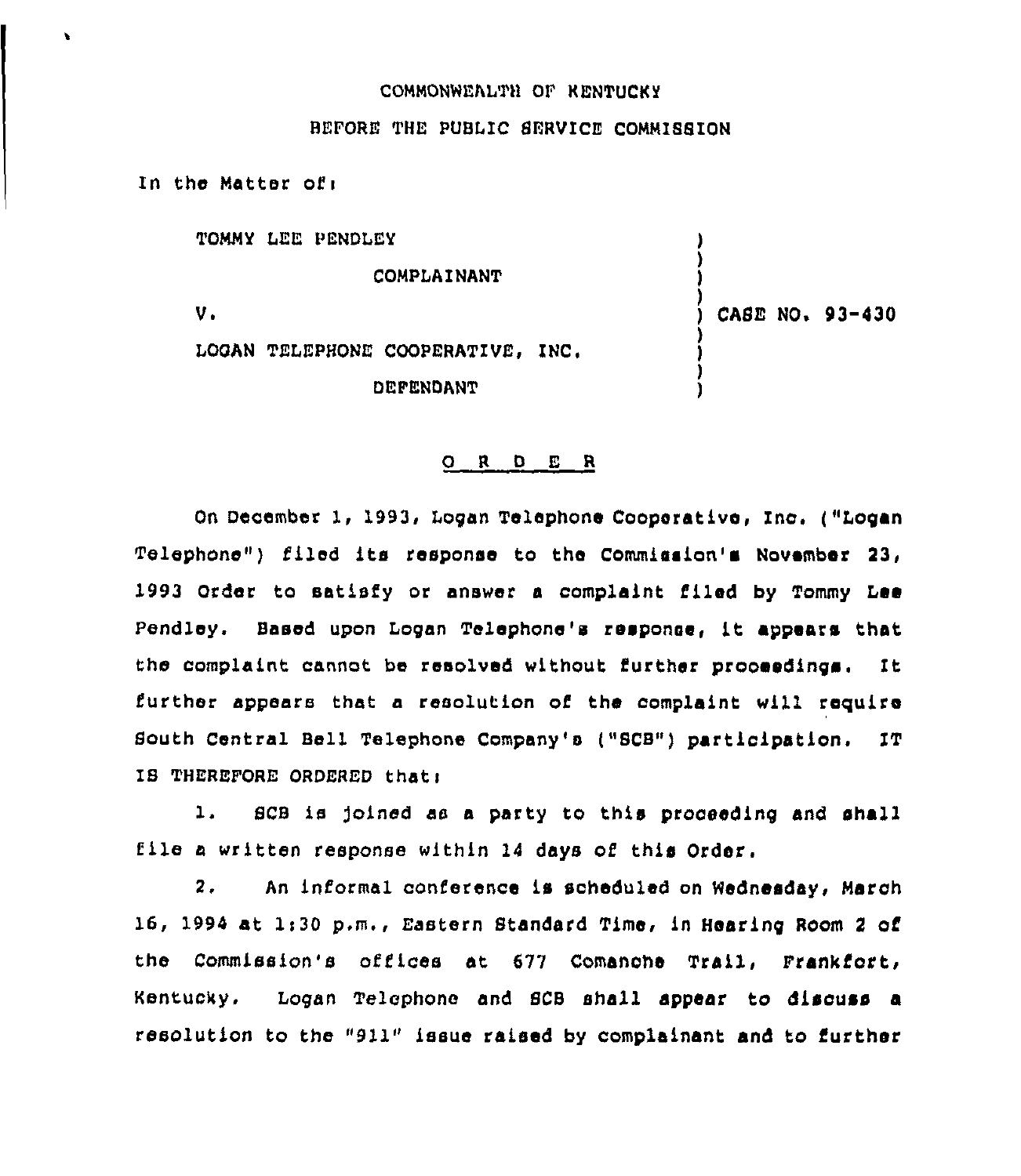COMMONWEALTH OF KENTUCKY

BEFORE THE PUBLIC SERVICE COMMISSION

In the Matter of:

| | | |
|---|---|---|
| TOMMY LEE PENDLEY | ) | |
| COMPLAINANT | ) | |
| V. | ) | CASE NO. 93-430 |
| LOGAN TELEPHONE COOPERATIVE, INC. | ) | |
| DEFENDANT | ) | |

## O R D E R

On December 1, 1993, Logan Telephone Cooperative, Inc. ("Logan Telephone") filed its response to the Commission's November 23, 1993 Order to satisfy or answer a complaint filed by Tommy Lee Pendley. Based upon Logan Telephone's response, it appears that the complaint cannot be resolved without further proceedings. It further appears that a resolution of the complaint will require South Central Bell Telephone Company's ("SCB") participation. IT IS THEREFORE ORDERED that:

1. SCB is joined as a party to this proceeding and shall file a written response within 14 days of this Order.

2. An informal conference is scheduled on Wednesday, March 16, 1994 at 1:30 p.m., Eastern Standard Time, in Hearing Room 2 of the Commission's offices at 677 Comanche Trail, Frankfort, Kentucky. Logan Telephone and SCB shall appear to discuss a resolution to the "911" issue raised by complainant and to further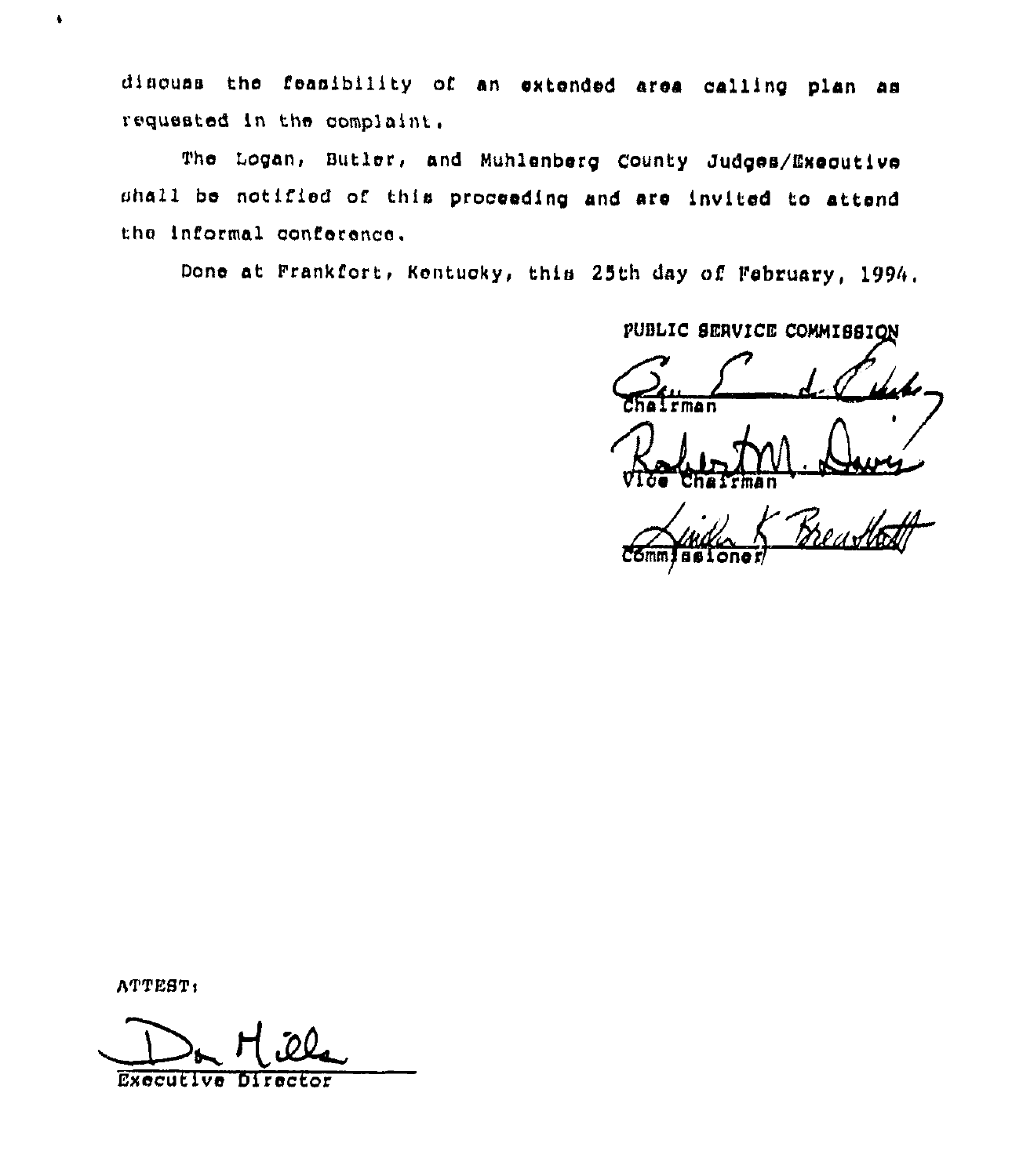discuss the feasibility of an extended area calling plan as requested in the complaint.

The Logan, Butler, and Muhlenberg County Judges/Executive shall be notified of this proceeding and are invited to attend the informal conference.

Done at Frankfort, Kentucky, this 25th day of February, 1994.

PUBLIC SERVICE COMMISSION

Chairman

Vice Chairman

Commissioner

ATTEST:

Executive Director